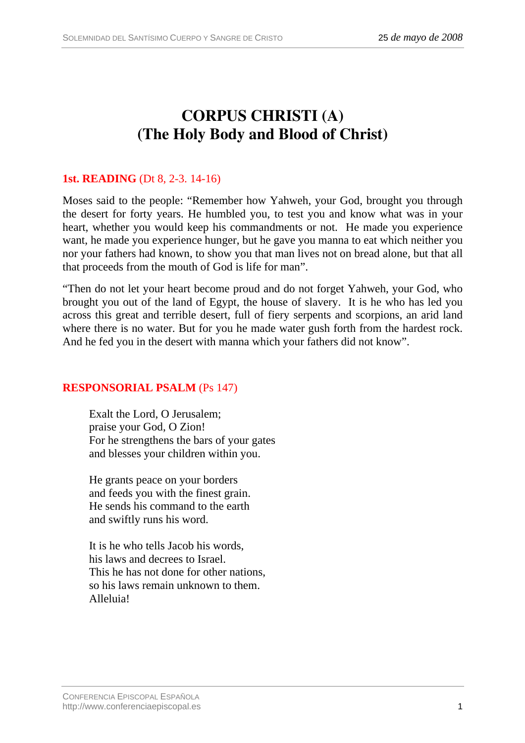# CORPUS CHRISTI (A)
# (The Holy Body and Blood of Christ)

**1st. READING** (Dt 8, 2-3. 14-16)

Moses said to the people: "Remember how Yahweh, your God, brought you through the desert for forty years. He humbled you, to test you and know what was in your heart, whether you would keep his commandments or not. He made you experience want, he made you experience hunger, but he gave you manna to eat which neither you nor your fathers had known, to show you that man lives not on bread alone, but that all that proceeds from the mouth of God is life for man".

"Then do not let your heart become proud and do not forget Yahweh, your God, who brought you out of the land of Egypt, the house of slavery. It is he who has led you across this great and terrible desert, full of fiery serpents and scorpions, an arid land where there is no water. But for you he made water gush forth from the hardest rock. And he fed you in the desert with manna which your fathers did not know".

**RESPONSORIAL PSALM** (Ps 147)

> Exalt the Lord, O Jerusalem;
> praise your God, O Zion!
> For he strengthens the bars of your gates
> and blesses your children within you.
>
> He grants peace on your borders
> and feeds you with the finest grain.
> He sends his command to the earth
> and swiftly runs his word.
>
> It is he who tells Jacob his words,
> his laws and decrees to Israel.
> This he has not done for other nations,
> so his laws remain unknown to them.
> Alleluia!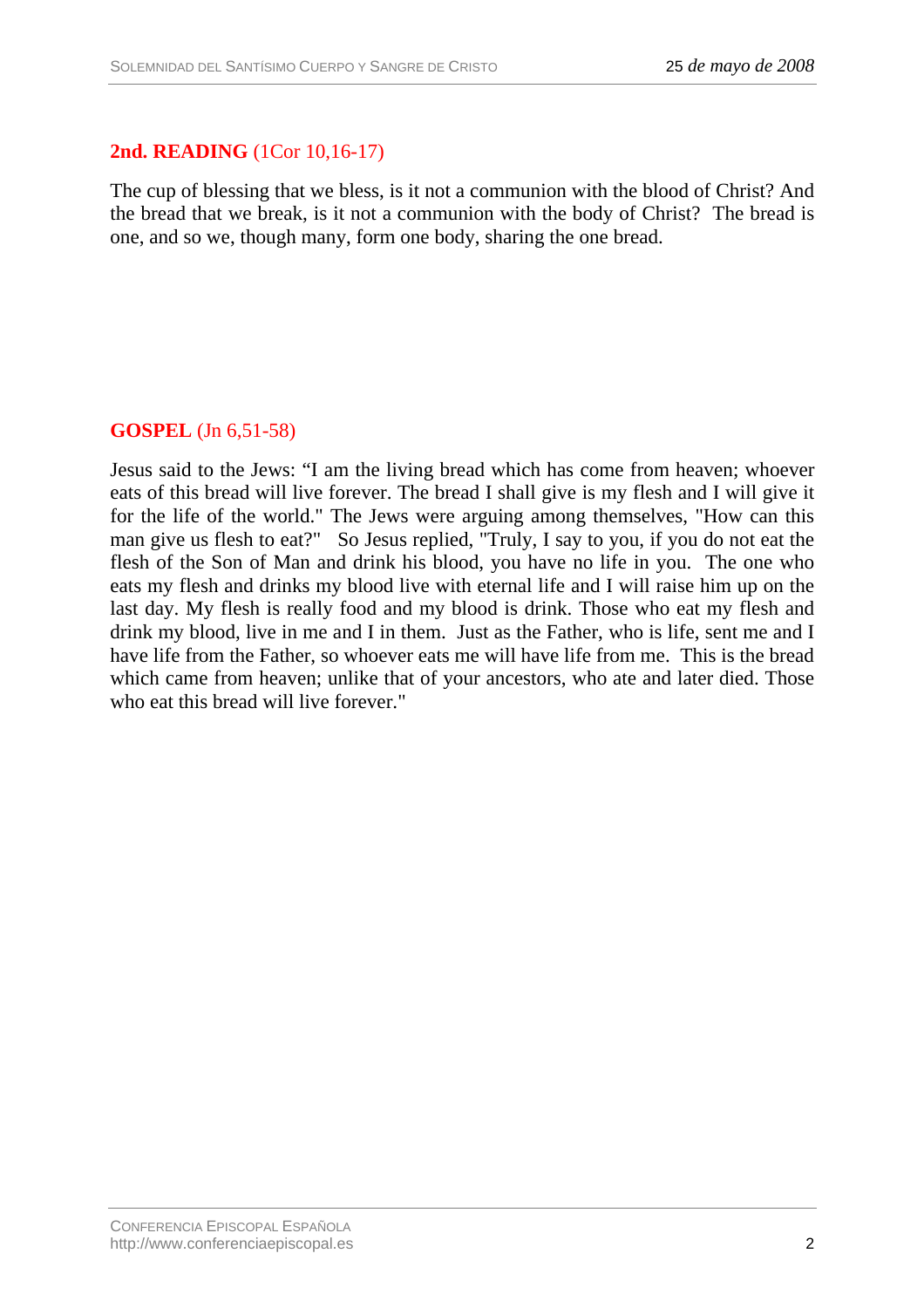## **2nd. READING** (1Cor 10,16-17)

The cup of blessing that we bless, is it not a communion with the blood of Christ? And the bread that we break, is it not a communion with the body of Christ? The bread is one, and so we, though many, form one body, sharing the one bread.

## **GOSPEL** (Jn 6,51-58)

Jesus said to the Jews: "I am the living bread which has come from heaven; whoever eats of this bread will live forever. The bread I shall give is my flesh and I will give it for the life of the world." The Jews were arguing among themselves, "How can this man give us flesh to eat?" So Jesus replied, "Truly, I say to you, if you do not eat the flesh of the Son of Man and drink his blood, you have no life in you. The one who eats my flesh and drinks my blood live with eternal life and I will raise him up on the last day. My flesh is really food and my blood is drink. Those who eat my flesh and drink my blood, live in me and I in them. Just as the Father, who is life, sent me and I have life from the Father, so whoever eats me will have life from me. This is the bread which came from heaven; unlike that of your ancestors, who ate and later died. Those who eat this bread will live forever."